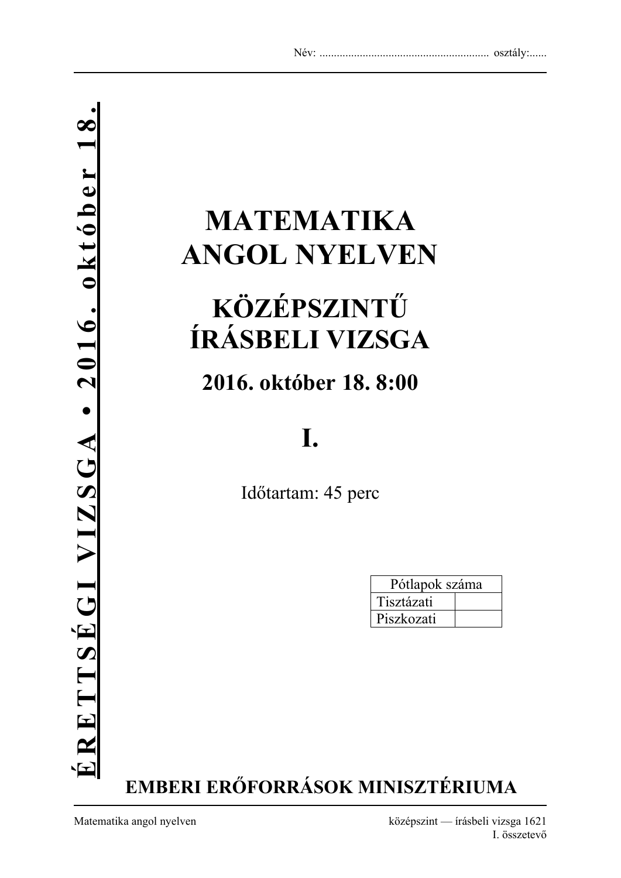Név: ........................................................... osztály:......

**É R E T T S É G I V I Z S G A • 2 0 1 6 . o k t ó b e r 1 8 .**

# MATEMATIKA ANGOL NYELVEN

# KÖZÉPSZINTŰ ÍRÁSBELI VIZSGA

## 2016. október 18. 8:00

# I.

Időtartam: 45 perc

| Pótlapok száma | |
|---|---|
| Tisztázati | |
| Piszkozati | |

**EMBERI ERŐFORRÁSOK MINISZTÉRIUMA**

Matematika angol nyelven — középszint — írásbeli vizsga 1621

I. összetevő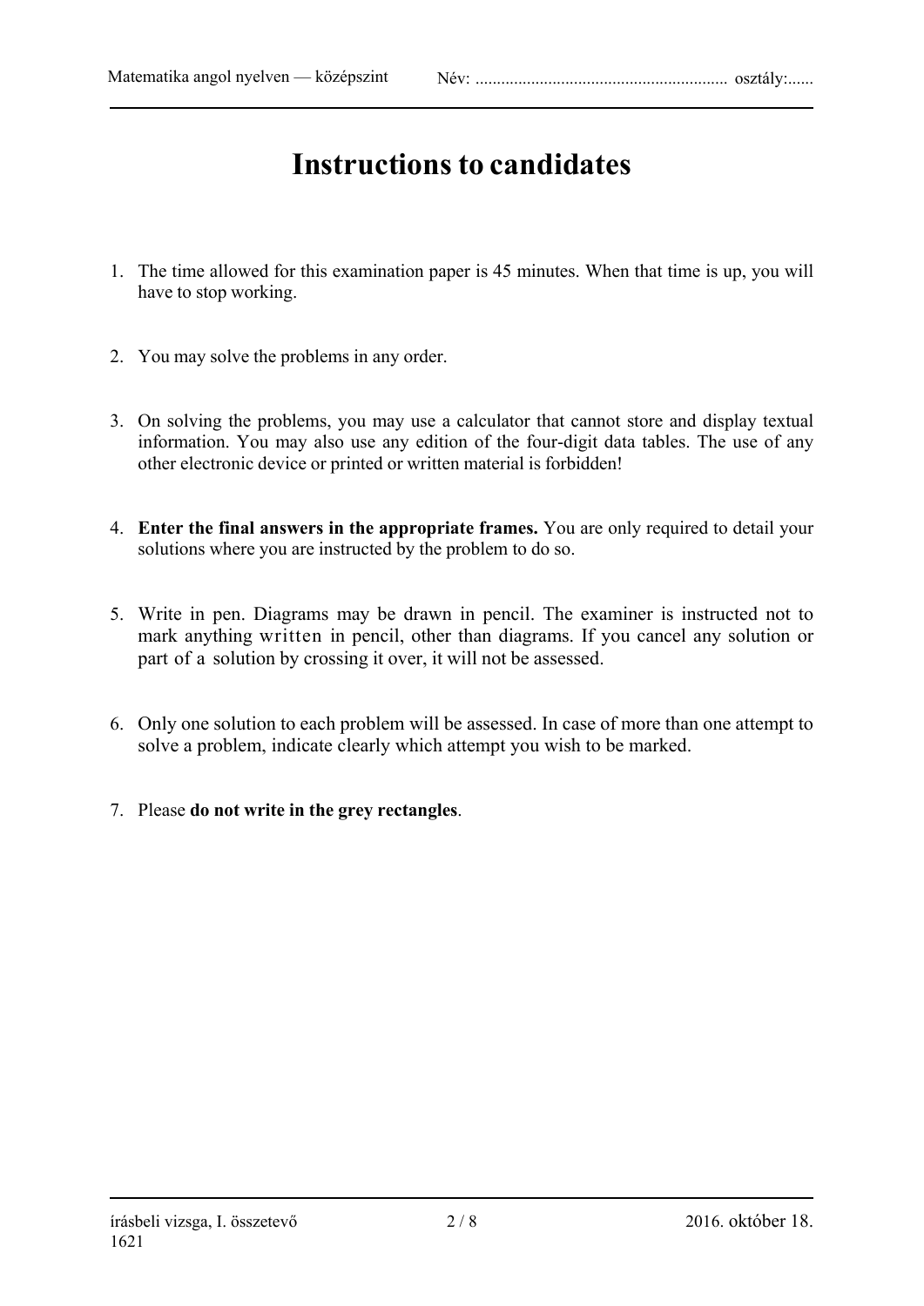# Instructions to candidates

1. The time allowed for this examination paper is 45 minutes. When that time is up, you will have to stop working.

2. You may solve the problems in any order.

3. On solving the problems, you may use a calculator that cannot store and display textual information. You may also use any edition of the four-digit data tables. The use of any other electronic device or printed or written material is forbidden!

4. **Enter the final answers in the appropriate frames.** You are only required to detail your solutions where you are instructed by the problem to do so.

5. Write in pen. Diagrams may be drawn in pencil. The examiner is instructed not to mark anything written in pencil, other than diagrams. If you cancel any solution or part of a solution by crossing it over, it will not be assessed.

6. Only one solution to each problem will be assessed. In case of more than one attempt to solve a problem, indicate clearly which attempt you wish to be marked.

7. Please **do not write in the grey rectangles**.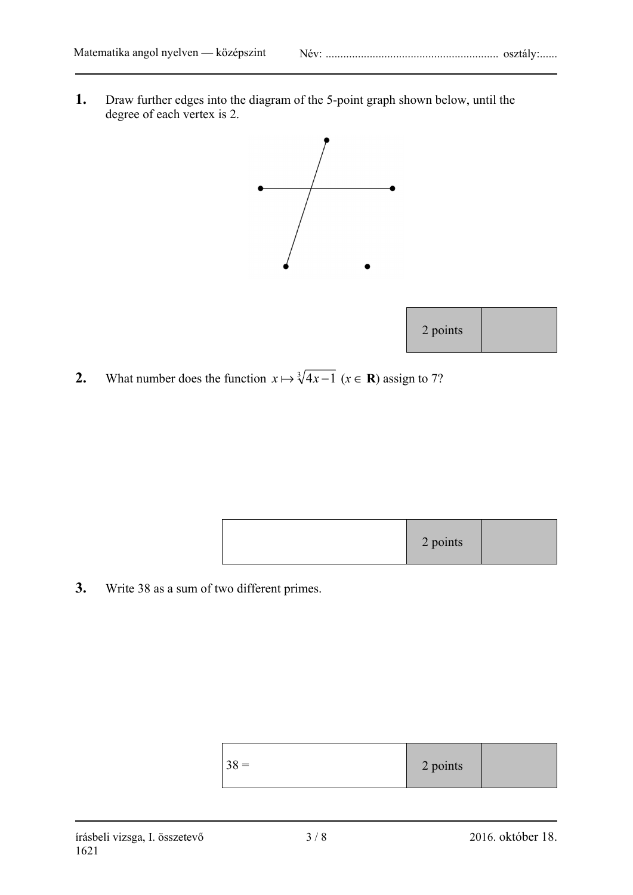**1.** Draw further edges into the diagram of the 5-point graph shown below, until the degree of each vertex is 2.

| 2 points | |
|---|---|

**2.** What number does the function $x \mapsto \sqrt[3]{4x-1}$ ($x \in \mathbf{R}$) assign to 7?

| | 2 points | |
|---|---|---|

**3.** Write 38 as a sum of two different primes.

| 38 = | 2 points | |
|---|---|---|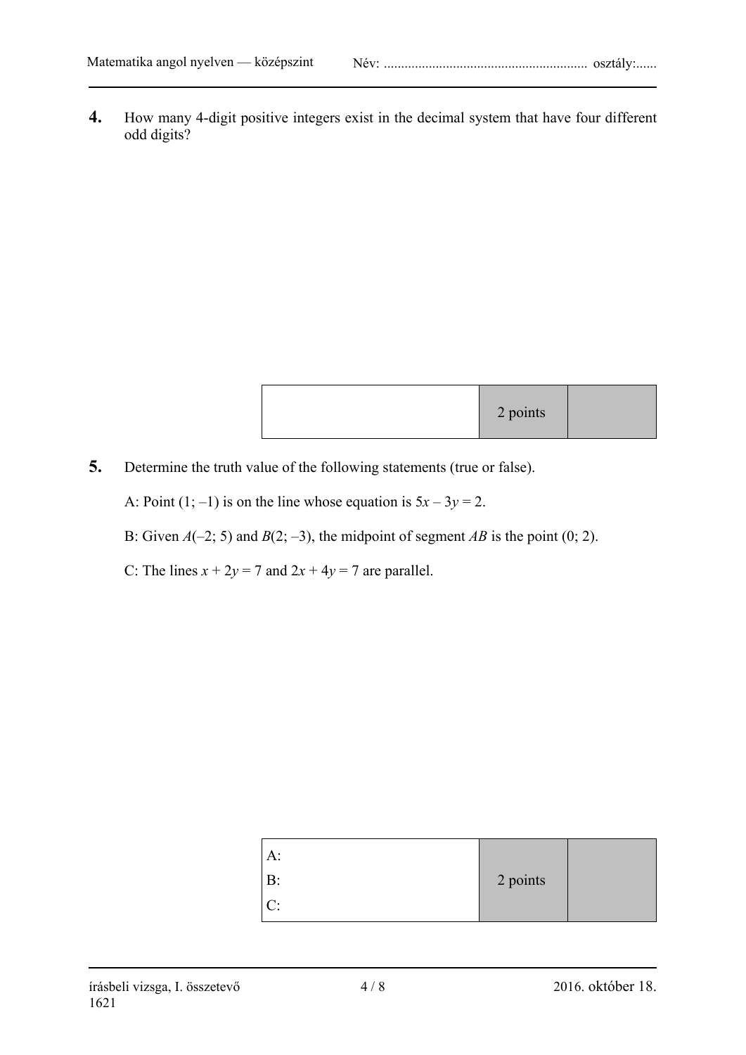**4.** How many 4-digit positive integers exist in the decimal system that have four different odd digits?

|  | 2 points |  |
|---|---|---|

**5.** Determine the truth value of the following statements (true or false).

A: Point (1; –1) is on the line whose equation is $5x - 3y = 2$.

B: Given $A(-2; 5)$ and $B(2; -3)$, the midpoint of segment $AB$ is the point (0; 2).

C: The lines $x + 2y = 7$ and $2x + 4y = 7$ are parallel.

| A:<br>B:<br>C: | 2 points |  |
|---|---|---|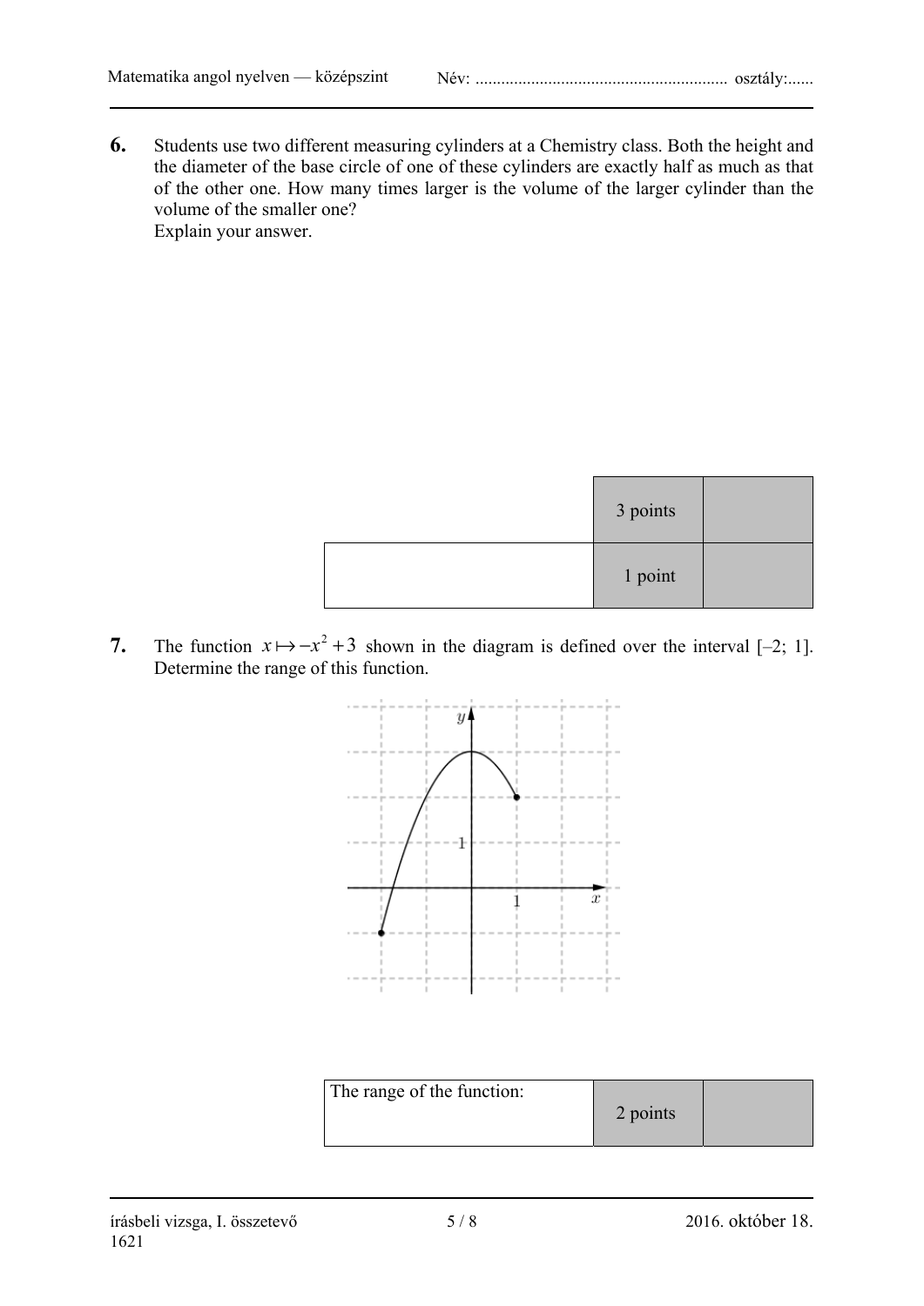**6.** Students use two different measuring cylinders at a Chemistry class. Both the height and the diameter of the base circle of one of these cylinders are exactly half as much as that of the other one. How many times larger is the volume of the larger cylinder than the volume of the smaller one?
Explain your answer.

| | 3 points | |
|---|---|---|
| | 1 point | |

**7.** The function $x \mapsto -x^2 + 3$ shown in the diagram is defined over the interval [–2; 1]. Determine the range of this function.

| The range of the function: | 2 points | |
|---|---|---|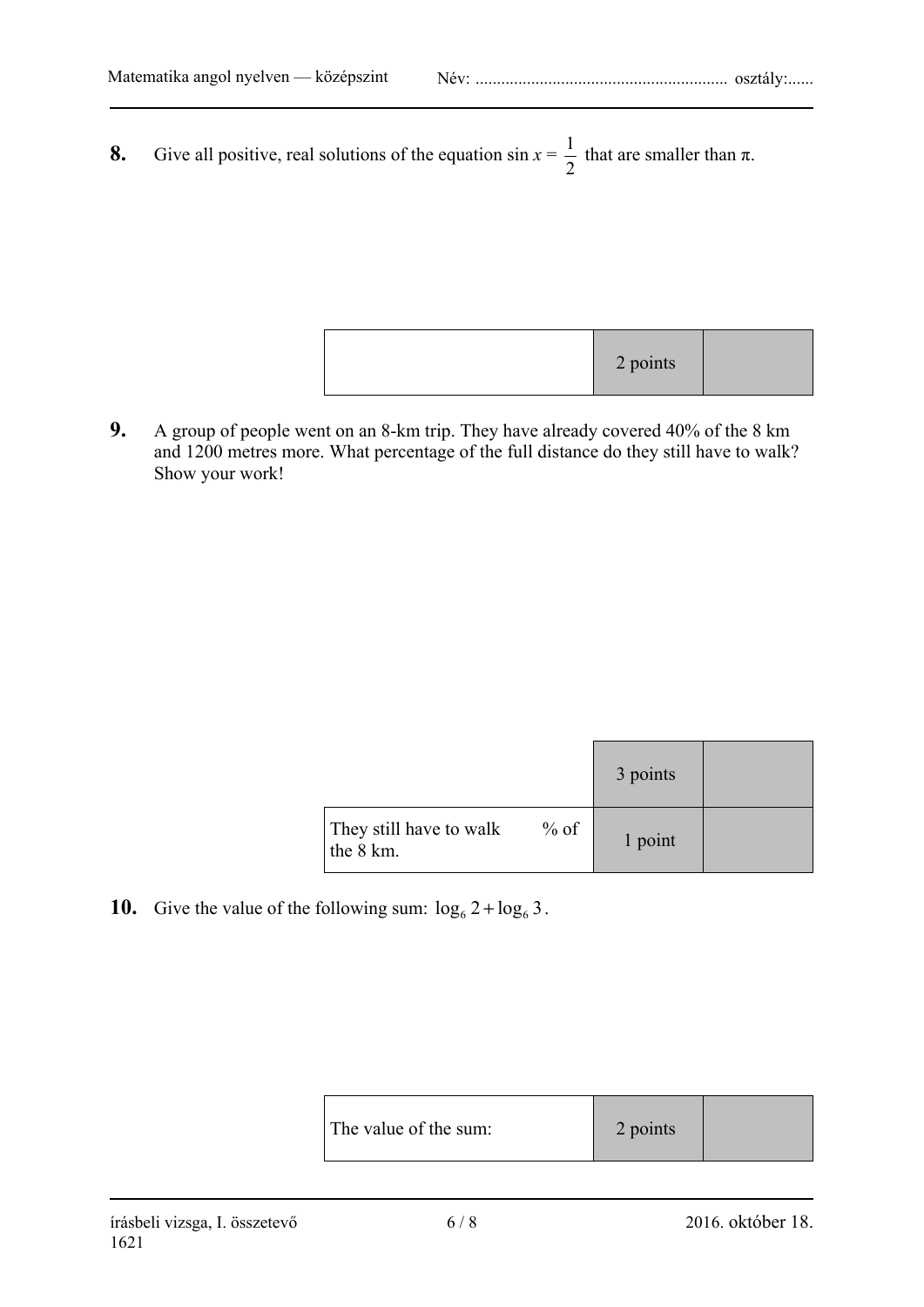**8.** Give all positive, real solutions of the equation $\sin x = \frac{1}{2}$ that are smaller than π.

| | 2 points | |
|---|---|---|

**9.** A group of people went on an 8-km trip. They have already covered 40% of the 8 km and 1200 metres more. What percentage of the full distance do they still have to walk? Show your work!

| | 3 points | |
|---|---|---|
| They still have to walk % of the 8 km. | 1 point | |

**10.** Give the value of the following sum: $\log_6 2 + \log_6 3$.

| The value of the sum: | 2 points | |
|---|---|---|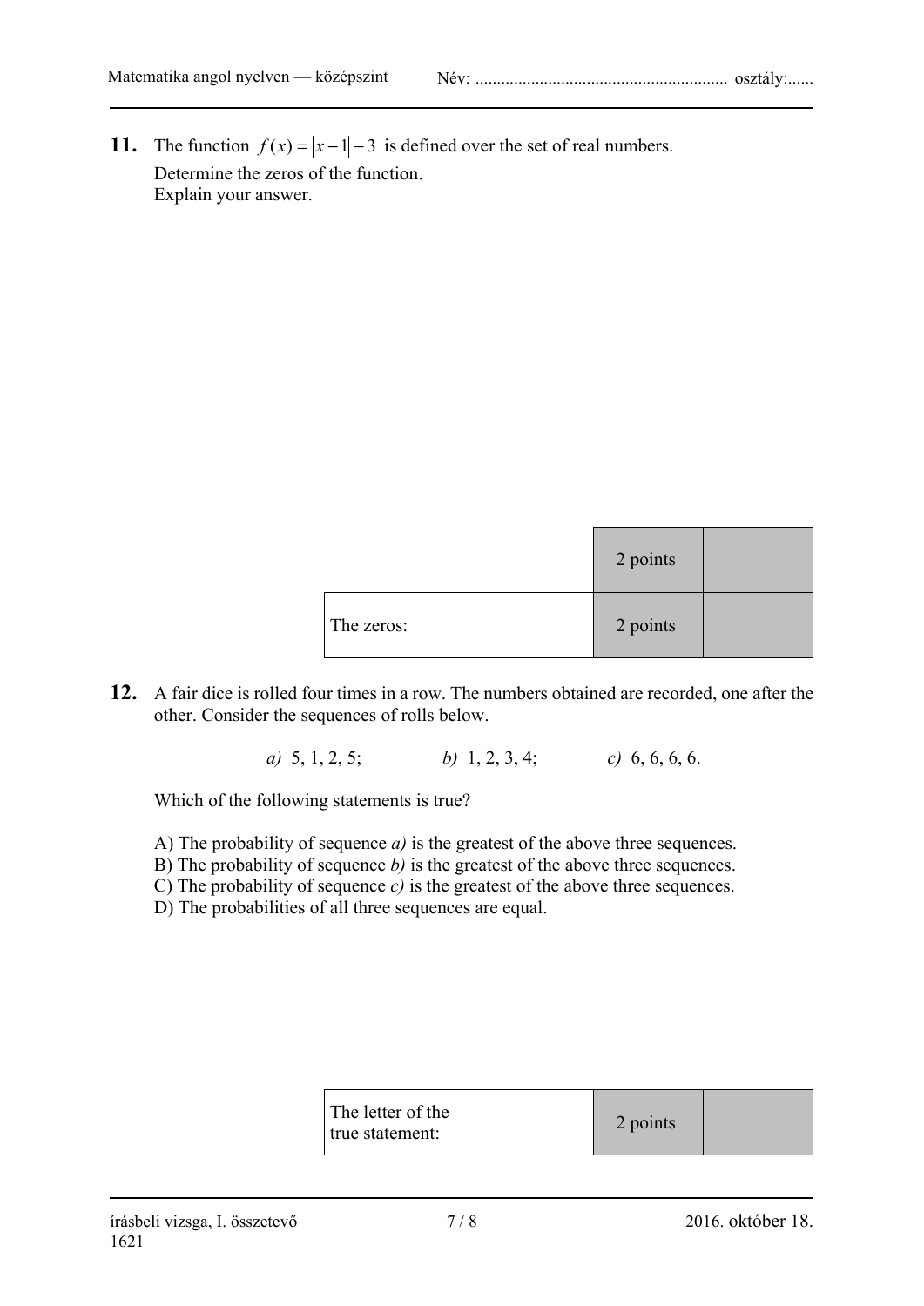**11.** The function $f(x) = |x-1| - 3$ is defined over the set of real numbers.
Determine the zeros of the function.
Explain your answer.

| | 2 points | |
|---|---|---|
| The zeros: | 2 points | |

**12.** A fair dice is rolled four times in a row. The numbers obtained are recorded, one after the other. Consider the sequences of rolls below.

*a)* 5, 1, 2, 5; *b)* 1, 2, 3, 4; *c)* 6, 6, 6, 6.

Which of the following statements is true?

A) The probability of sequence *a)* is the greatest of the above three sequences.
B) The probability of sequence *b)* is the greatest of the above three sequences.
C) The probability of sequence *c)* is the greatest of the above three sequences.
D) The probabilities of all three sequences are equal.

| The letter of the true statement: | 2 points | |
|---|---|---|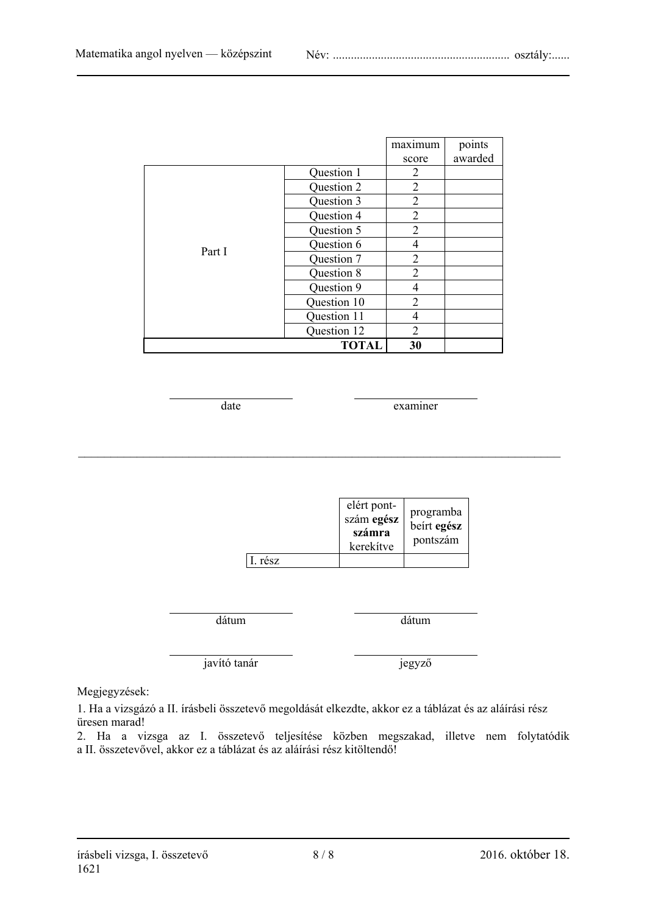| | | maximum score | points awarded |
|---|---|---|---|
| Part I | Question 1 | 2 | |
| | Question 2 | 2 | |
| | Question 3 | 2 | |
| | Question 4 | 2 | |
| | Question 5 | 2 | |
| | Question 6 | 4 | |
| | Question 7 | 2 | |
| | Question 8 | 2 | |
| | Question 9 | 4 | |
| | Question 10 | 2 | |
| | Question 11 | 4 | |
| | Question 12 | 2 | |
| | **TOTAL** | **30** | |

\_\_\_\_\_\_\_\_\_\_\_\_\_\_\_\_\_\_\_\_ date

\_\_\_\_\_\_\_\_\_\_\_\_\_\_\_\_\_\_\_\_ examiner

---

| | elért pontszám **egész számra** kerekítve | programba beírt **egész** pontszám |
|---|---|---|
| I. rész | | |

\_\_\_\_\_\_\_\_\_\_\_\_\_\_\_\_\_\_\_\_ dátum

\_\_\_\_\_\_\_\_\_\_\_\_\_\_\_\_\_\_\_\_ dátum

\_\_\_\_\_\_\_\_\_\_\_\_\_\_\_\_\_\_\_\_ javító tanár

\_\_\_\_\_\_\_\_\_\_\_\_\_\_\_\_\_\_\_\_ jegyző

Megjegyzések:

1. Ha a vizsgázó a II. írásbeli összetevő megoldását elkezdte, akkor ez a táblázat és az aláírási rész üresen marad!
2. Ha a vizsga az I. összetevő teljesítése közben megszakad, illetve nem folytatódik a II. összetevővel, akkor ez a táblázat és az aláírási rész kitöltendő!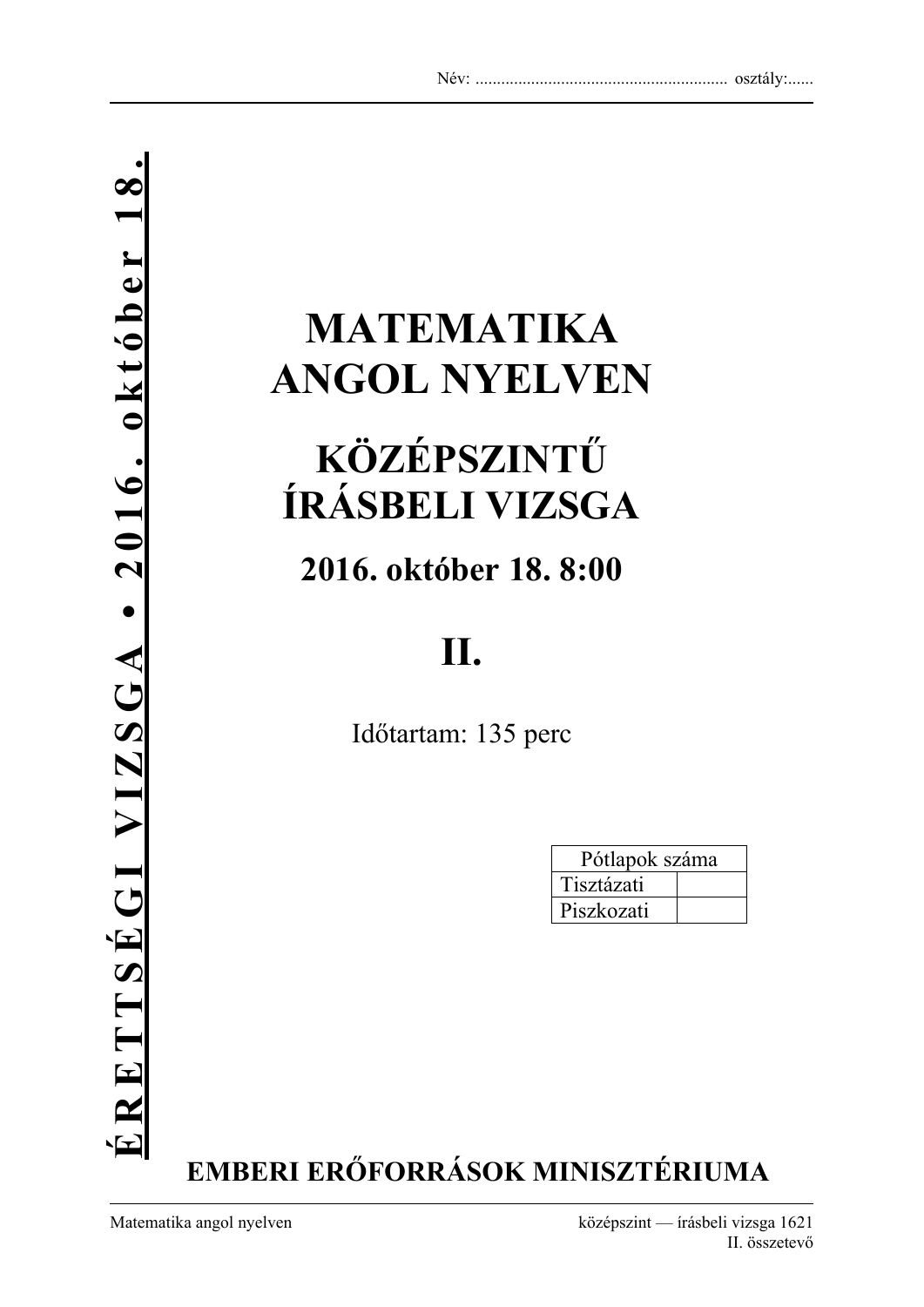Név: ........................................................... osztály:......

**ÉRETTSÉGI VIZSGA • 2016. október 18.**

# MATEMATIKA ANGOL NYELVEN

# KÖZÉPSZINTŰ ÍRÁSBELI VIZSGA

## 2016. október 18. 8:00

# II.

Időtartam: 135 perc

| Pótlapok száma | |
|---|---|
| Tisztázati | |
| Piszkozati | |

**EMBERI ERŐFORRÁSOK MINISZTÉRIUMA**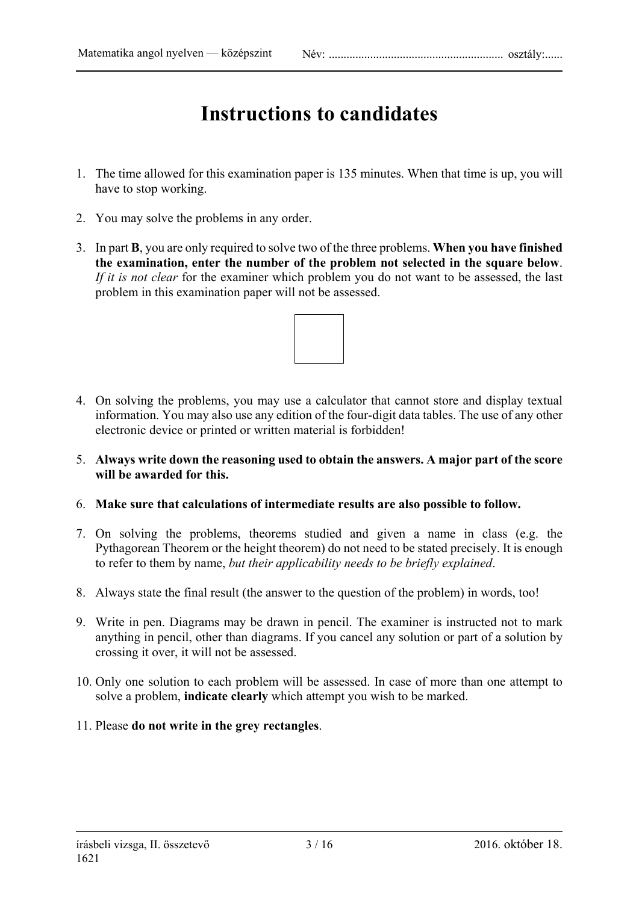# Instructions to candidates

1. The time allowed for this examination paper is 135 minutes. When that time is up, you will have to stop working.

2. You may solve the problems in any order.

3. In part **B**, you are only required to solve two of the three problems. **When you have finished the examination, enter the number of the problem not selected in the square below**. *If it is not clear* for the examiner which problem you do not want to be assessed, the last problem in this examination paper will not be assessed.

4. On solving the problems, you may use a calculator that cannot store and display textual information. You may also use any edition of the four-digit data tables. The use of any other electronic device or printed or written material is forbidden!

5. **Always write down the reasoning used to obtain the answers. A major part of the score will be awarded for this.**

6. **Make sure that calculations of intermediate results are also possible to follow.**

7. On solving the problems, theorems studied and given a name in class (e.g. the Pythagorean Theorem or the height theorem) do not need to be stated precisely. It is enough to refer to them by name, *but their applicability needs to be briefly explained*.

8. Always state the final result (the answer to the question of the problem) in words, too!

9. Write in pen. Diagrams may be drawn in pencil. The examiner is instructed not to mark anything in pencil, other than diagrams. If you cancel any solution or part of a solution by crossing it over, it will not be assessed.

10. Only one solution to each problem will be assessed. In case of more than one attempt to solve a problem, **indicate clearly** which attempt you wish to be marked.

11. Please **do not write in the grey rectangles**.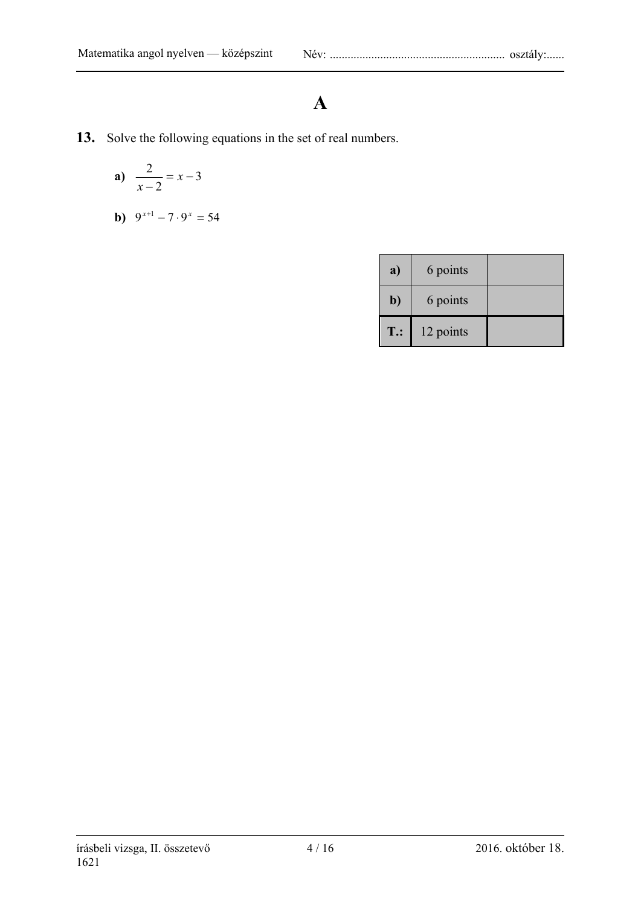# A

**13.** Solve the following equations in the set of real numbers.

**a)** $\dfrac{2}{x-2} = x - 3$

**b)** $9^{x+1} - 7 \cdot 9^{x} = 54$

| | | |
|---|---|---|
| **a)** | 6 points | |
| **b)** | 6 points | |
| **T.:** | 12 points | |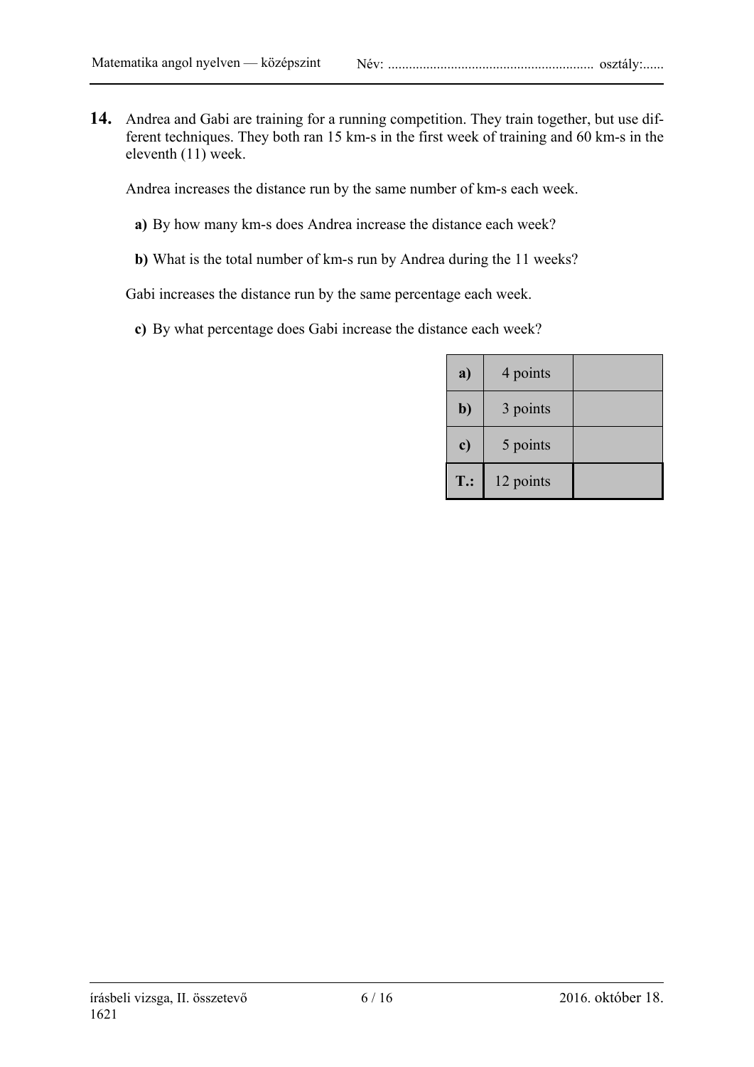**14.** Andrea and Gabi are training for a running competition. They train together, but use different techniques. They both ran 15 km-s in the first week of training and 60 km-s in the eleventh (11) week.

Andrea increases the distance run by the same number of km-s each week.

**a)** By how many km-s does Andrea increase the distance each week?

**b)** What is the total number of km-s run by Andrea during the 11 weeks?

Gabi increases the distance run by the same percentage each week.

**c)** By what percentage does Gabi increase the distance each week?

| | | |
|---|---|---|
| **a)** | 4 points | |
| **b)** | 3 points | |
| **c)** | 5 points | |
| **T.:** | 12 points | |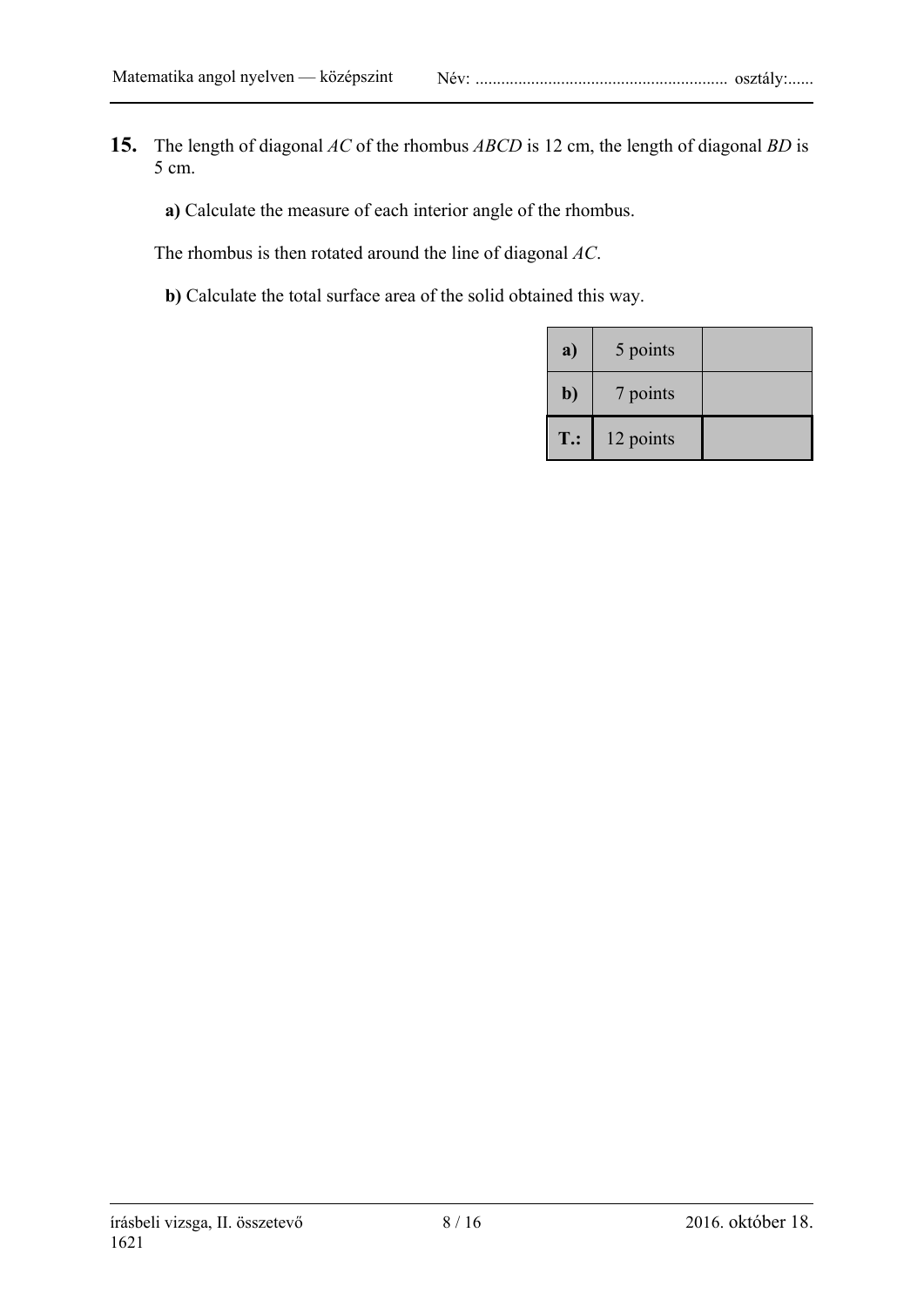**15.** The length of diagonal $AC$ of the rhombus $ABCD$ is 12 cm, the length of diagonal $BD$ is 5 cm.

**a)** Calculate the measure of each interior angle of the rhombus.

The rhombus is then rotated around the line of diagonal $AC$.

**b)** Calculate the total surface area of the solid obtained this way.

| | | |
|---|---|---|
| **a)** | 5 points | |
| **b)** | 7 points | |
| **T.:** | 12 points | |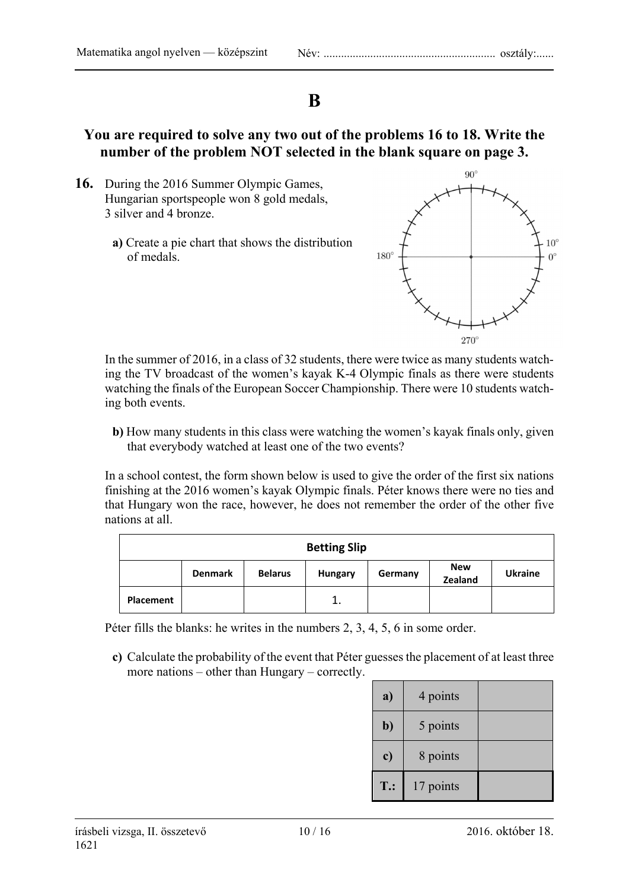# B

## You are required to solve any two out of the problems 16 to 18. Write the number of the problem NOT selected in the blank square on page 3.

**16.** During the 2016 Summer Olympic Games, Hungarian sportspeople won 8 gold medals, 3 silver and 4 bronze.

**a)** Create a pie chart that shows the distribution of medals.

90°, 10°, 0°, 180°, 270°

In the summer of 2016, in a class of 32 students, there were twice as many students watching the TV broadcast of the women's kayak K-4 Olympic finals as there were students watching the finals of the European Soccer Championship. There were 10 students watching both events.

**b)** How many students in this class were watching the women's kayak finals only, given that everybody watched at least one of the two events?

In a school contest, the form shown below is used to give the order of the first six nations finishing at the 2016 women's kayak Olympic finals. Péter knows there were no ties and that Hungary won the race, however, he does not remember the order of the other five nations at all.

| **Betting Slip** | | | | | | |
|---|---|---|---|---|---|---|
| | **Denmark** | **Belarus** | **Hungary** | **Germany** | **New Zealand** | **Ukraine** |
| **Placement** | | | 1. | | | |

Péter fills the blanks: he writes in the numbers 2, 3, 4, 5, 6 in some order.

**c)** Calculate the probability of the event that Péter guesses the placement of at least three more nations – other than Hungary – correctly.

| | | |
|---|---|---|
| **a)** | 4 points | |
| **b)** | 5 points | |
| **c)** | 8 points | |
| **T.:** | 17 points | |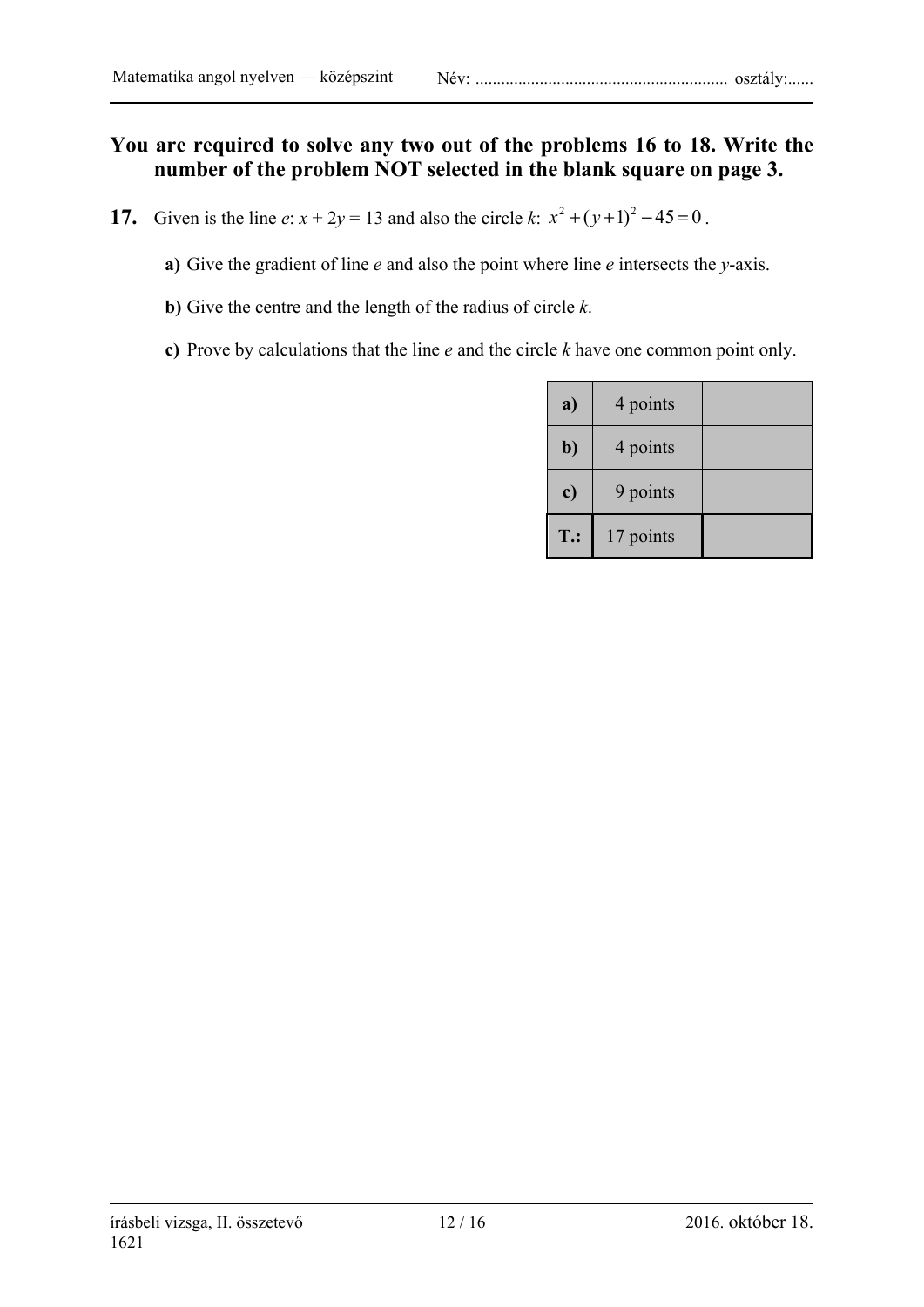**You are required to solve any two out of the problems 16 to 18. Write the number of the problem NOT selected in the blank square on page 3.**

**17.** Given is the line *e*: $x + 2y = 13$ and also the circle *k*: $x^2 + (y+1)^2 - 45 = 0$.

**a)** Give the gradient of line *e* and also the point where line *e* intersects the *y*-axis.

**b)** Give the centre and the length of the radius of circle *k*.

**c)** Prove by calculations that the line *e* and the circle *k* have one common point only.

| | | |
|---|---|---|
| **a)** | 4 points | |
| **b)** | 4 points | |
| **c)** | 9 points | |
| **T.:** | 17 points | |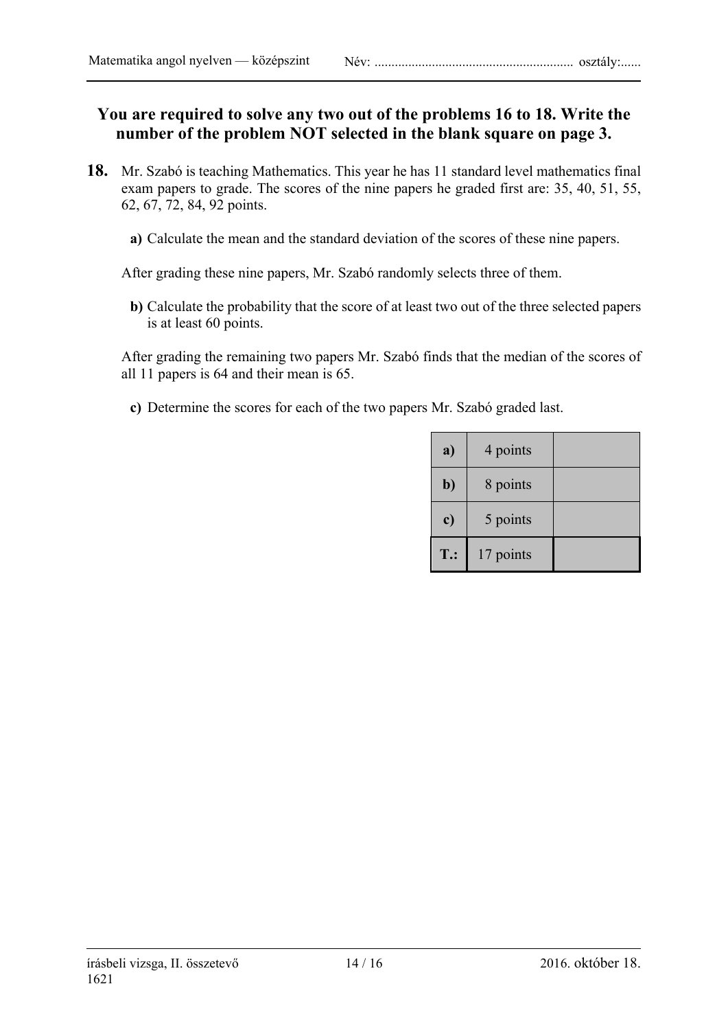**You are required to solve any two out of the problems 16 to 18. Write the number of the problem NOT selected in the blank square on page 3.**

**18.** Mr. Szabó is teaching Mathematics. This year he has 11 standard level mathematics final exam papers to grade. The scores of the nine papers he graded first are: 35, 40, 51, 55, 62, 67, 72, 84, 92 points.

**a)** Calculate the mean and the standard deviation of the scores of these nine papers.

After grading these nine papers, Mr. Szabó randomly selects three of them.

**b)** Calculate the probability that the score of at least two out of the three selected papers is at least 60 points.

After grading the remaining two papers Mr. Szabó finds that the median of the scores of all 11 papers is 64 and their mean is 65.

**c)** Determine the scores for each of the two papers Mr. Szabó graded last.

| | | |
|---|---|---|
| **a)** | 4 points | |
| **b)** | 8 points | |
| **c)** | 5 points | |
| **T.:** | 17 points | |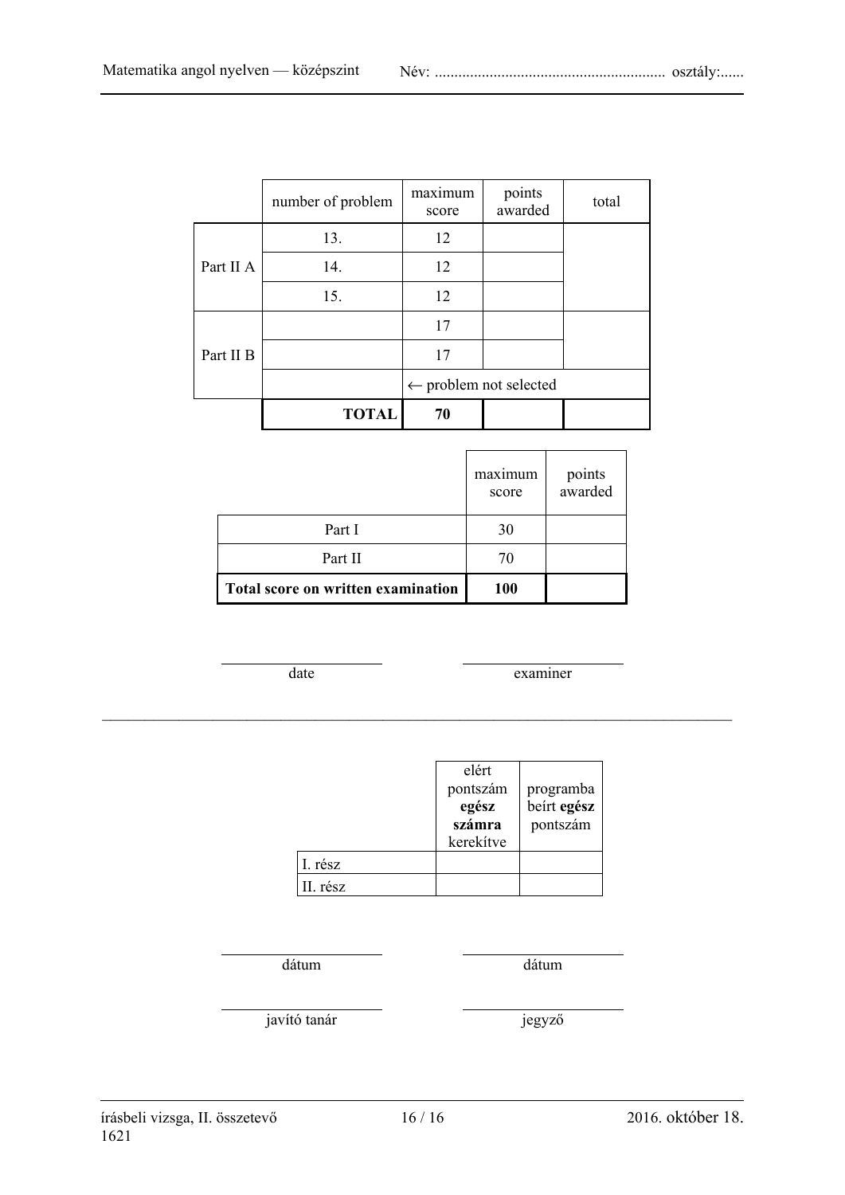| | number of problem | maximum score | points awarded | total |
|---|---|---|---|---|
| Part II A | 13. | 12 | | |
| | 14. | 12 | | |
| | 15. | 12 | | |
| Part II B | | 17 | | |
| | | 17 | | |
| | | ← problem not selected | | |
| | **TOTAL** | **70** | | |

| | maximum score | points awarded |
|---|---|---|
| Part I | 30 | |
| Part II | 70 | |
| **Total score on written examination** | **100** | |

date

examiner

---

| | elért pontszám **egész számra** kerekítve | programba beírt **egész** pontszám |
|---|---|---|
| I. rész | | |
| II. rész | | |

dátum

dátum

javító tanár

jegyző